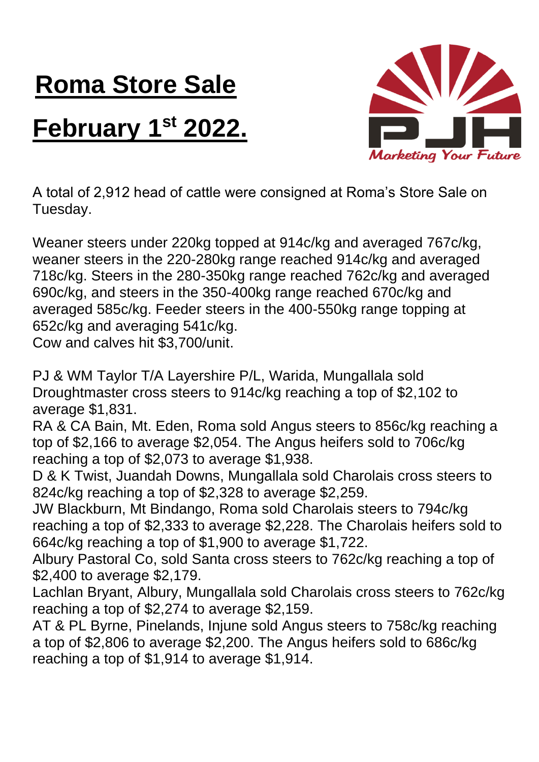# Roma Store Sale

# February 1st 2022.

A total of 2,912 head of cattle were consigned at Roma's Store Sale on Tuesday.

Weaner steers under 220kg topped at 914c/kg and averaged 767c/kg, weaner steers in the 220-280kg range reached 914c/kg and averaged 718c/kg. Steers in the 280-350kg range reached 762c/kg and averaged 690c/kg, and steers in the 350-400kg range reached 670c/kg and averaged 585c/kg. Feeder steers in the 400-550kg range topping at 652c/kg and averaging 541c/kg.
Cow and calves hit $3,700/unit.

PJ & WM Taylor T/A Layershire P/L, Warida, Mungallala sold Droughtmaster cross steers to 914c/kg reaching a top of $2,102 to average $1,831.
RA & CA Bain, Mt. Eden, Roma sold Angus steers to 856c/kg reaching a top of $2,166 to average $2,054. The Angus heifers sold to 706c/kg reaching a top of $2,073 to average $1,938.
D & K Twist, Juandah Downs, Mungallala sold Charolais cross steers to 824c/kg reaching a top of $2,328 to average $2,259.
JW Blackburn, Mt Bindango, Roma sold Charolais steers to 794c/kg reaching a top of $2,333 to average $2,228. The Charolais heifers sold to 664c/kg reaching a top of $1,900 to average $1,722.
Albury Pastoral Co, sold Santa cross steers to 762c/kg reaching a top of $2,400 to average $2,179.
Lachlan Bryant, Albury, Mungallala sold Charolais cross steers to 762c/kg reaching a top of $2,274 to average $2,159.
AT & PL Byrne, Pinelands, Injune sold Angus steers to 758c/kg reaching a top of $2,806 to average $2,200. The Angus heifers sold to 686c/kg reaching a top of $1,914 to average $1,914.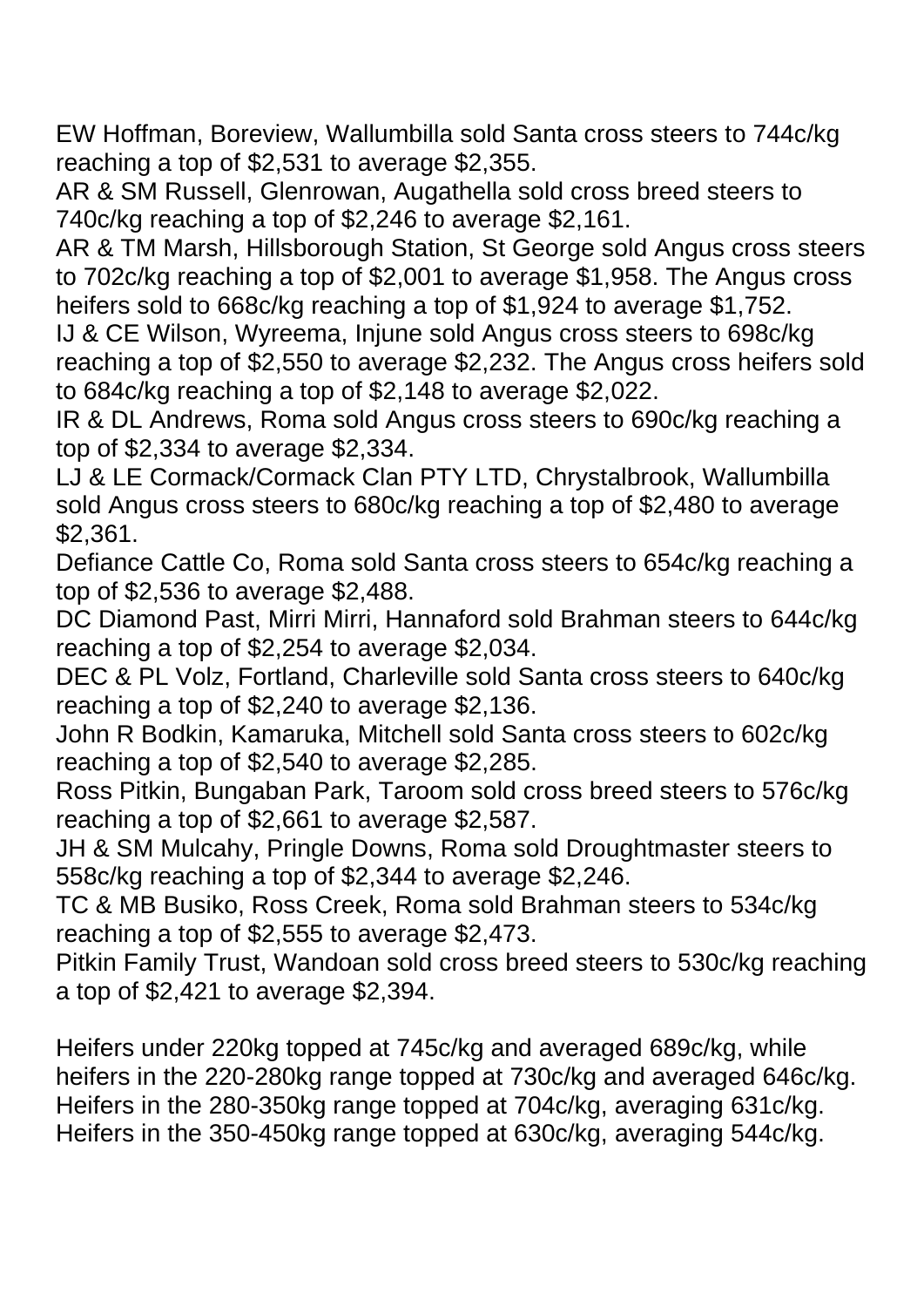EW Hoffman, Boreview, Wallumbilla sold Santa cross steers to 744c/kg reaching a top of $2,531 to average $2,355.
AR & SM Russell, Glenrowan, Augathella sold cross breed steers to 740c/kg reaching a top of $2,246 to average $2,161.
AR & TM Marsh, Hillsborough Station, St George sold Angus cross steers to 702c/kg reaching a top of $2,001 to average $1,958. The Angus cross heifers sold to 668c/kg reaching a top of $1,924 to average $1,752.
IJ & CE Wilson, Wyreema, Injune sold Angus cross steers to 698c/kg reaching a top of $2,550 to average $2,232. The Angus cross heifers sold to 684c/kg reaching a top of $2,148 to average $2,022.
IR & DL Andrews, Roma sold Angus cross steers to 690c/kg reaching a top of $2,334 to average $2,334.
LJ & LE Cormack/Cormack Clan PTY LTD, Chrystalbrook, Wallumbilla sold Angus cross steers to 680c/kg reaching a top of $2,480 to average $2,361.
Defiance Cattle Co, Roma sold Santa cross steers to 654c/kg reaching a top of $2,536 to average $2,488.
DC Diamond Past, Mirri Mirri, Hannaford sold Brahman steers to 644c/kg reaching a top of $2,254 to average $2,034.
DEC & PL Volz, Fortland, Charleville sold Santa cross steers to 640c/kg reaching a top of $2,240 to average $2,136.
John R Bodkin, Kamaruka, Mitchell sold Santa cross steers to 602c/kg reaching a top of $2,540 to average $2,285.
Ross Pitkin, Bungaban Park, Taroom sold cross breed steers to 576c/kg reaching a top of $2,661 to average $2,587.
JH & SM Mulcahy, Pringle Downs, Roma sold Droughtmaster steers to 558c/kg reaching a top of $2,344 to average $2,246.
TC & MB Busiko, Ross Creek, Roma sold Brahman steers to 534c/kg reaching a top of $2,555 to average $2,473.
Pitkin Family Trust, Wandoan sold cross breed steers to 530c/kg reaching a top of $2,421 to average $2,394.

Heifers under 220kg topped at 745c/kg and averaged 689c/kg, while heifers in the 220-280kg range topped at 730c/kg and averaged 646c/kg. Heifers in the 280-350kg range topped at 704c/kg, averaging 631c/kg. Heifers in the 350-450kg range topped at 630c/kg, averaging 544c/kg.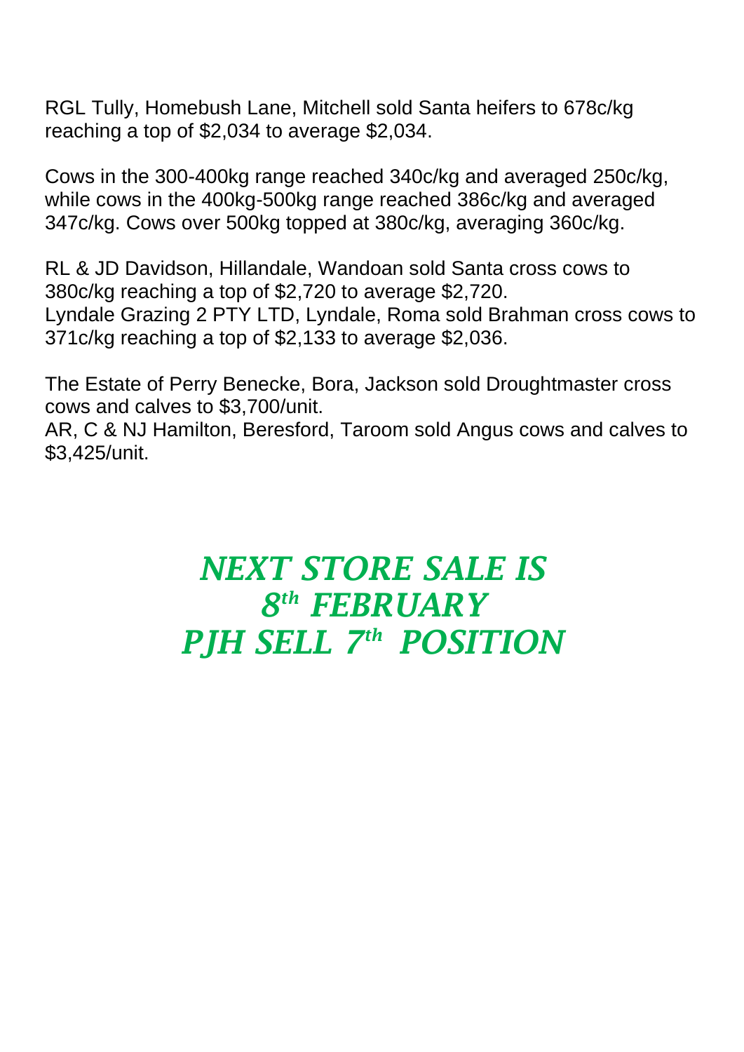RGL Tully, Homebush Lane, Mitchell sold Santa heifers to 678c/kg reaching a top of $2,034 to average $2,034.

Cows in the 300-400kg range reached 340c/kg and averaged 250c/kg, while cows in the 400kg-500kg range reached 386c/kg and averaged 347c/kg. Cows over 500kg topped at 380c/kg, averaging 360c/kg.

RL & JD Davidson, Hillandale, Wandoan sold Santa cross cows to 380c/kg reaching a top of $2,720 to average $2,720.
Lyndale Grazing 2 PTY LTD, Lyndale, Roma sold Brahman cross cows to 371c/kg reaching a top of $2,133 to average $2,036.

The Estate of Perry Benecke, Bora, Jackson sold Droughtmaster cross cows and calves to $3,700/unit.
AR, C & NJ Hamilton, Beresford, Taroom sold Angus cows and calves to $3,425/unit.

***NEXT STORE SALE IS***
***8th FEBRUARY***
***PJH SELL 7th POSITION***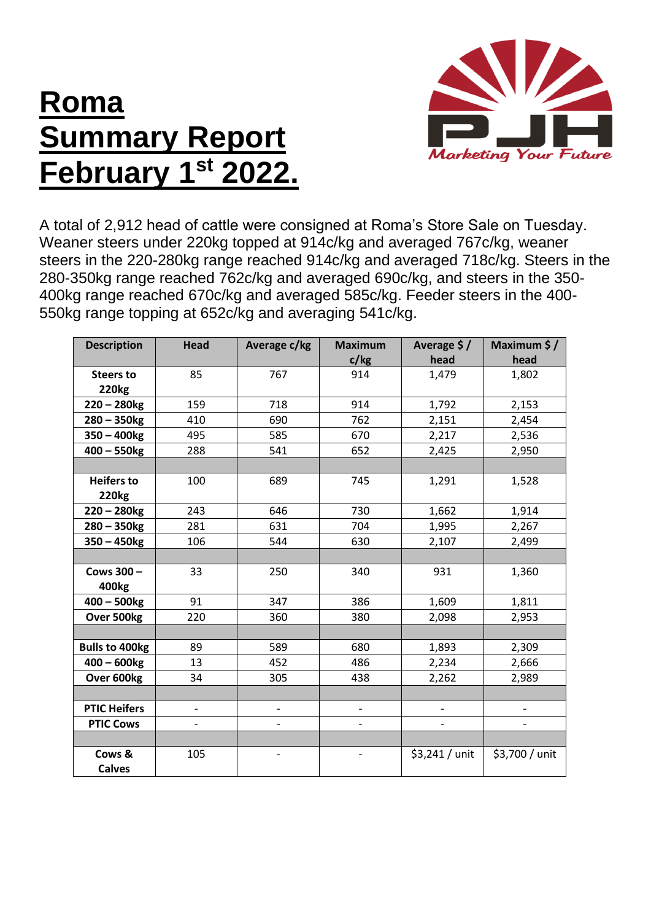# Roma Summary Report February 1st 2022.

PJH
*Marketing Your Future*

A total of 2,912 head of cattle were consigned at Roma's Store Sale on Tuesday. Weaner steers under 220kg topped at 914c/kg and averaged 767c/kg, weaner steers in the 220-280kg range reached 914c/kg and averaged 718c/kg. Steers in the 280-350kg range reached 762c/kg and averaged 690c/kg, and steers in the 350-400kg range reached 670c/kg and averaged 585c/kg. Feeder steers in the 400-550kg range topping at 652c/kg and averaging 541c/kg.

| Description | Head | Average c/kg | Maximum c/kg | Average $ / head | Maximum $ / head |
|---|---|---|---|---|---|
| **Steers to 220kg** | 85 | 767 | 914 | 1,479 | 1,802 |
| **220 – 280kg** | 159 | 718 | 914 | 1,792 | 2,153 |
| **280 – 350kg** | 410 | 690 | 762 | 2,151 | 2,454 |
| **350 – 400kg** | 495 | 585 | 670 | 2,217 | 2,536 |
| **400 – 550kg** | 288 | 541 | 652 | 2,425 | 2,950 |
| | | | | | |
| **Heifers to 220kg** | 100 | 689 | 745 | 1,291 | 1,528 |
| **220 – 280kg** | 243 | 646 | 730 | 1,662 | 1,914 |
| **280 – 350kg** | 281 | 631 | 704 | 1,995 | 2,267 |
| **350 – 450kg** | 106 | 544 | 630 | 2,107 | 2,499 |
| | | | | | |
| **Cows 300 – 400kg** | 33 | 250 | 340 | 931 | 1,360 |
| **400 – 500kg** | 91 | 347 | 386 | 1,609 | 1,811 |
| **Over 500kg** | 220 | 360 | 380 | 2,098 | 2,953 |
| | | | | | |
| **Bulls to 400kg** | 89 | 589 | 680 | 1,893 | 2,309 |
| **400 – 600kg** | 13 | 452 | 486 | 2,234 | 2,666 |
| **Over 600kg** | 34 | 305 | 438 | 2,262 | 2,989 |
| | | | | | |
| **PTIC Heifers** | - | - | - | - | - |
| **PTIC Cows** | - | - | - | - | - |
| | | | | | |
| **Cows & Calves** | 105 | - | - | $3,241 / unit | $3,700 / unit |